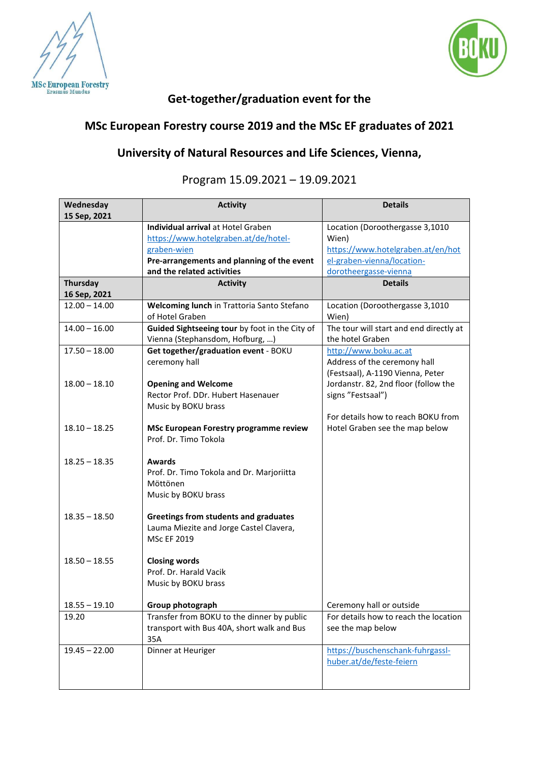MSc European Forestry
Erasmus Mundus

BOKU

## Get-together/graduation event for the

## MSc European Forestry course 2019 and the MSc EF graduates of 2021

## University of Natural Resources and Life Sciences, Vienna,

Program 15.09.2021 – 19.09.2021

| **Wednesday 15 Sep, 2021** | **Activity** | **Details** |
|---|---|---|
| | **Individual arrival** at Hotel Graben https://www.hotelgraben.at/de/hotel-graben-wien **Pre-arrangements and planning of the event and the related activities** | Location (Doroothergasse 3,1010 Wien) https://www.hotelgraben.at/en/hotel-graben-vienna/location-dorotheergasse-vienna |
| **Thursday 16 Sep, 2021** | **Activity** | **Details** |
| 12.00 – 14.00 | **Welcoming lunch** in Trattoria Santo Stefano of Hotel Graben | Location (Doroothergasse 3,1010 Wien) |
| 14.00 – 16.00 | **Guided Sightseeing tour** by foot in the City of Vienna (Stephansdom, Hofburg, …) | The tour will start and end directly at the hotel Graben |
| 17.50 – 18.00 | **Get together/graduation event** - BOKU ceremony hall | http://www.boku.ac.at Address of the ceremony hall (Festsaal), A-1190 Vienna, Peter Jordanstr. 82, 2nd floor (follow the signs "Festsaal") For details how to reach BOKU from Hotel Graben see the map below |
| 18.00 – 18.10 | **Opening and Welcome** Rector Prof. DDr. Hubert Hasenauer Music by BOKU brass | |
| 18.10 – 18.25 | **MSc European Forestry programme review** Prof. Dr. Timo Tokola | |
| 18.25 – 18.35 | **Awards** Prof. Dr. Timo Tokola and Dr. Marjoriitta Möttönen Music by BOKU brass | |
| 18.35 – 18.50 | **Greetings from students and graduates** Lauma Miezite and Jorge Castel Clavera, MSc EF 2019 | |
| 18.50 – 18.55 | **Closing words** Prof. Dr. Harald Vacik Music by BOKU brass | |
| 18.55 – 19.10 | **Group photograph** | Ceremony hall or outside |
| 19.20 | Transfer from BOKU to the dinner by public transport with Bus 40A, short walk and Bus 35A | For details how to reach the location see the map below |
| 19.45 – 22.00 | Dinner at Heuriger | https://buschenschank-fuhrgassl-huber.at/de/feste-feiern |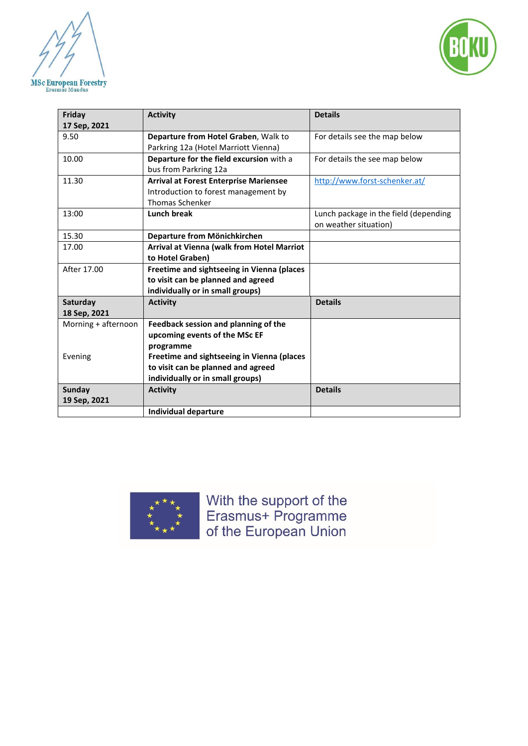| Friday 17 Sep, 2021 | Activity | Details |
|---|---|---|
| 9.50 | **Departure from Hotel Graben**, Walk to Parkring 12a (Hotel Marriott Vienna) | For details see the map below |
| 10.00 | **Departure for the field excursion** with a bus from Parkring 12a | For details the see map below |
| 11.30 | **Arrival at Forest Enterprise Mariensee** Introduction to forest management by Thomas Schenker | http://www.forst-schenker.at/ |
| 13:00 | **Lunch break** | Lunch package in the field (depending on weather situation) |
| 15.30 | **Departure from Mönichkirchen** | |
| 17.00 | **Arrival at Vienna (walk from Hotel Marriot to Hotel Graben)** | |
| After 17.00 | **Freetime and sightseeing in Vienna (places to visit can be planned and agreed individually or in small groups)** | |
| **Saturday 18 Sep, 2021** | **Activity** | **Details** |
| Morning + afternoon | **Feedback session and planning of the upcoming events of the MSc EF programme** | |
| Evening | **Freetime and sightseeing in Vienna (places to visit can be planned and agreed individually or in small groups)** | |
| **Sunday 19 Sep, 2021** | **Activity** | **Details** |
| | **Individual departure** | |

With the support of the Erasmus+ Programme of the European Union